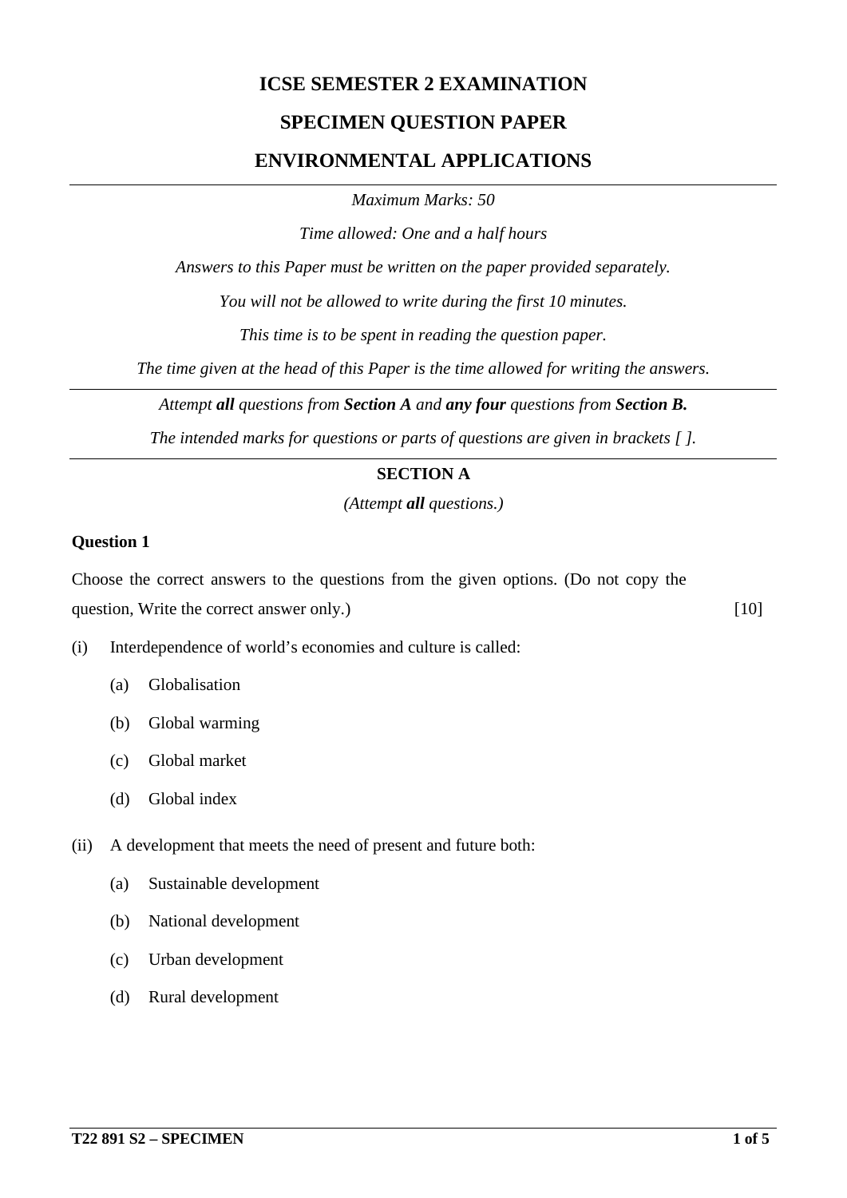# ICSE SEMESTER 2 EXAMINATION

## SPECIMEN QUESTION PAPER

## ENVIRONMENTAL APPLICATIONS

---

*Maximum Marks: 50*

*Time allowed: One and a half hours*

*Answers to this Paper must be written on the paper provided separately.*

*You will not be allowed to write during the first 10 minutes.*

*This time is to be spent in reading the question paper.*

*The time given at the head of this Paper is the time allowed for writing the answers.*

---

*Attempt **all** questions from **Section A** and **any four** questions from **Section B.***

*The intended marks for questions or parts of questions are given in brackets [ ].*

---

### SECTION A

*(Attempt **all** questions.)*

**Question 1**

Choose the correct answers to the questions from the given options. (Do not copy the question, Write the correct answer only.) [10]

(i) Interdependence of world's economies and culture is called:

- (a) Globalisation
- (b) Global warming
- (c) Global market
- (d) Global index

(ii) A development that meets the need of present and future both:

- (a) Sustainable development
- (b) National development
- (c) Urban development
- (d) Rural development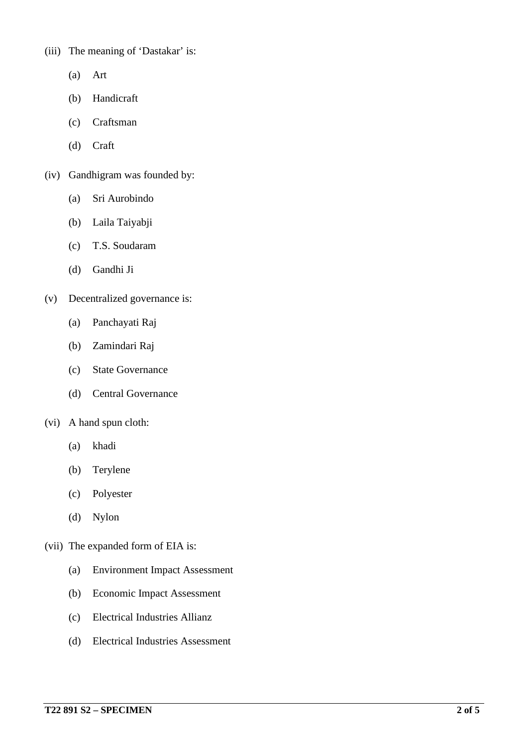(iii) The meaning of 'Dastakar' is:

- (a) Art
- (b) Handicraft
- (c) Craftsman
- (d) Craft

(iv) Gandhigram was founded by:

- (a) Sri Aurobindo
- (b) Laila Taiyabji
- (c) T.S. Soudaram
- (d) Gandhi Ji

(v) Decentralized governance is:

- (a) Panchayati Raj
- (b) Zamindari Raj
- (c) State Governance
- (d) Central Governance

(vi) A hand spun cloth:

- (a) khadi
- (b) Terylene
- (c) Polyester
- (d) Nylon

(vii) The expanded form of EIA is:

- (a) Environment Impact Assessment
- (b) Economic Impact Assessment
- (c) Electrical Industries Allianz
- (d) Electrical Industries Assessment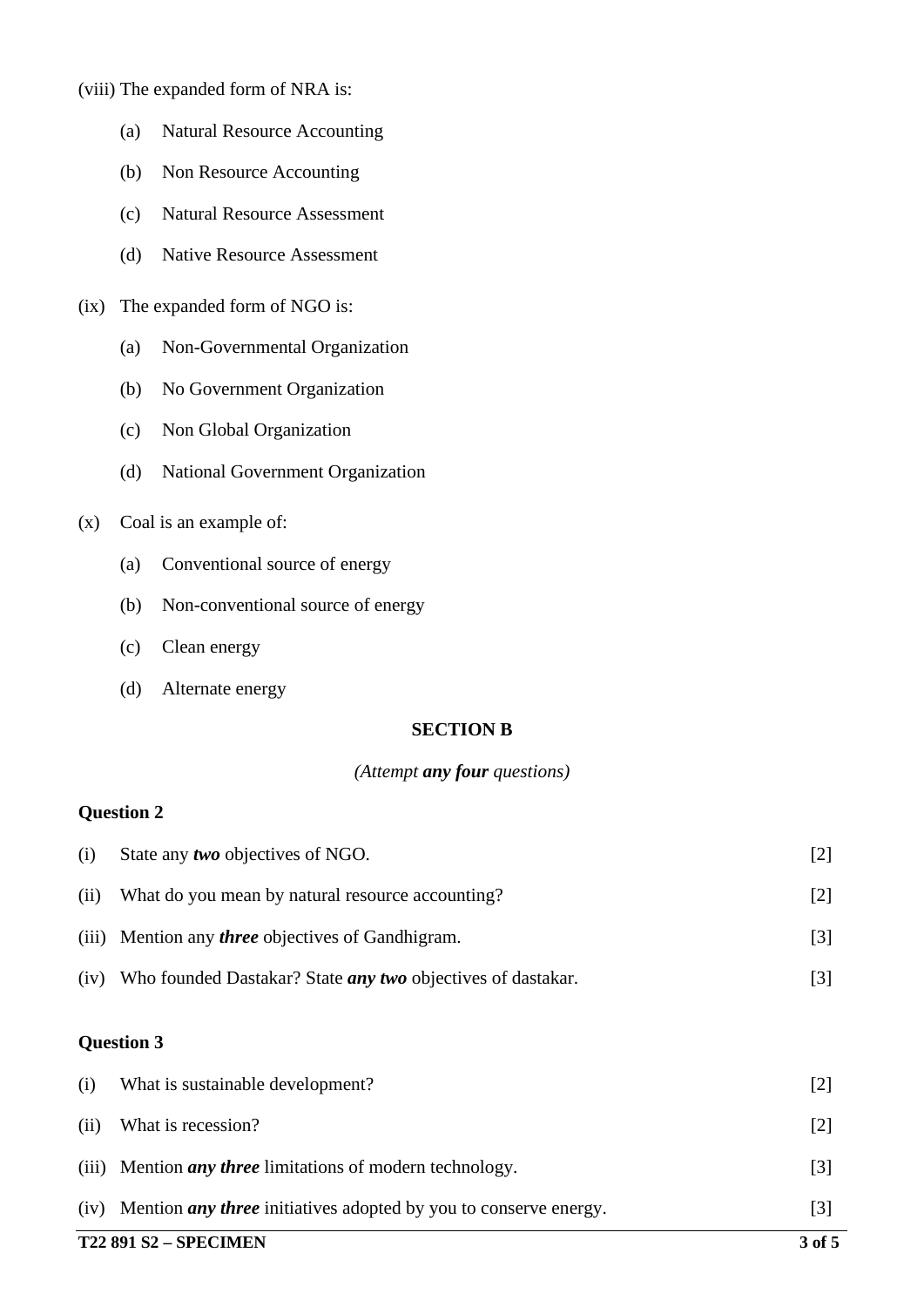(viii) The expanded form of NRA is:

- (a) Natural Resource Accounting
- (b) Non Resource Accounting
- (c) Natural Resource Assessment
- (d) Native Resource Assessment

(ix) The expanded form of NGO is:

- (a) Non-Governmental Organization
- (b) No Government Organization
- (c) Non Global Organization
- (d) National Government Organization

(x) Coal is an example of:

- (a) Conventional source of energy
- (b) Non-conventional source of energy
- (c) Clean energy
- (d) Alternate energy

## SECTION B

*(Attempt **any four** questions)*

### Question 2

(i) State any ***two*** objectives of NGO. [2]

(ii) What do you mean by natural resource accounting? [2]

(iii) Mention any ***three*** objectives of Gandhigram. [3]

(iv) Who founded Dastakar? State ***any two*** objectives of dastakar. [3]

### Question 3

(i) What is sustainable development? [2]

(ii) What is recession? [2]

(iii) Mention ***any three*** limitations of modern technology. [3]

(iv) Mention ***any three*** initiatives adopted by you to conserve energy. [3]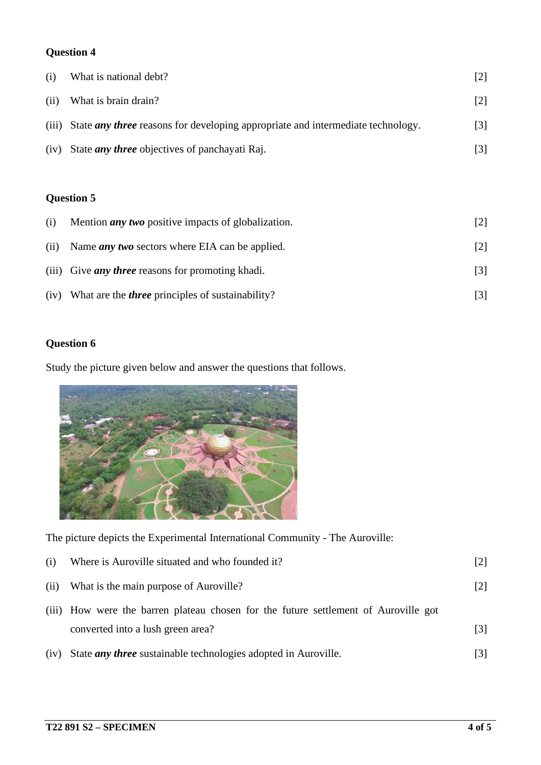**Question 4**

(i) What is national debt? [2]

(ii) What is brain drain? [2]

(iii) State ***any three*** reasons for developing appropriate and intermediate technology. [3]

(iv) State ***any three*** objectives of panchayati Raj. [3]

**Question 5**

(i) Mention ***any two*** positive impacts of globalization. [2]

(ii) Name ***any two*** sectors where EIA can be applied. [2]

(iii) Give ***any three*** reasons for promoting khadi. [3]

(iv) What are the ***three*** principles of sustainability? [3]

**Question 6**

Study the picture given below and answer the questions that follows.

The picture depicts the Experimental International Community - The Auroville:

(i) Where is Auroville situated and who founded it? [2]

(ii) What is the main purpose of Auroville? [2]

(iii) How were the barren plateau chosen for the future settlement of Auroville got converted into a lush green area? [3]

(iv) State ***any three*** sustainable technologies adopted in Auroville. [3]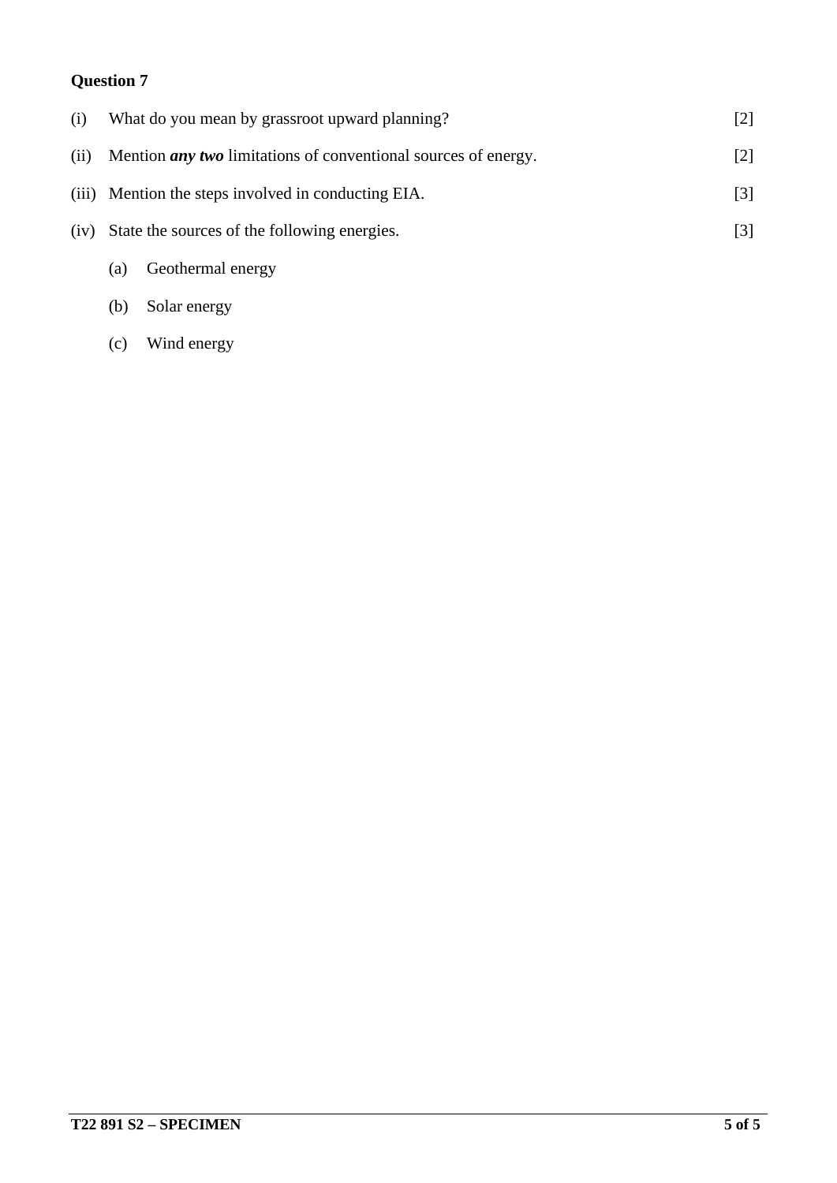**Question 7**

(i) What do you mean by grassroot upward planning? [2]

(ii) Mention ***any two*** limitations of conventional sources of energy. [2]

(iii) Mention the steps involved in conducting EIA. [3]

(iv) State the sources of the following energies. [3]

  (a) Geothermal energy

  (b) Solar energy

  (c) Wind energy